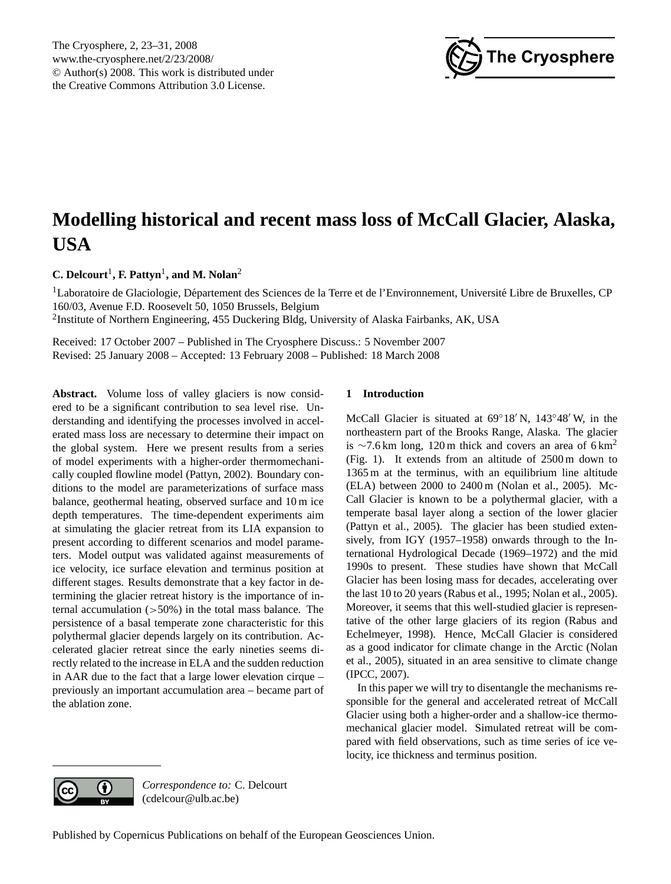# Modelling historical and recent mass loss of McCall Glacier, Alaska, USA

**C. Delcourt[1], F. Pattyn[1], and M. Nolan[2]**

[1]Laboratoire de Glaciologie, Département des Sciences de la Terre et de l'Environnement, Université Libre de Bruxelles, CP 160/03, Avenue F.D. Roosevelt 50, 1050 Brussels, Belgium
[2]Institute of Northern Engineering, 455 Duckering Bldg, University of Alaska Fairbanks, AK, USA

Received: 17 October 2007 – Published in The Cryosphere Discuss.: 5 November 2007
Revised: 25 January 2008 – Accepted: 13 February 2008 – Published: 18 March 2008

**Abstract.** Volume loss of valley glaciers is now considered to be a significant contribution to sea level rise. Understanding and identifying the processes involved in accelerated mass loss are necessary to determine their impact on the global system. Here we present results from a series of model experiments with a higher-order thermomechanically coupled flowline model (Pattyn, 2002). Boundary conditions to the model are parameterizations of surface mass balance, geothermal heating, observed surface and 10 m ice depth temperatures. The time-dependent experiments aim at simulating the glacier retreat from its LIA expansion to present according to different scenarios and model parameters. Model output was validated against measurements of ice velocity, ice surface elevation and terminus position at different stages. Results demonstrate that a key factor in determining the glacier retreat history is the importance of internal accumulation (>50%) in the total mass balance. The persistence of a basal temperate zone characteristic for this polythermal glacier depends largely on its contribution. Accelerated glacier retreat since the early nineties seems directly related to the increase in ELA and the sudden reduction in AAR due to the fact that a large lower elevation cirque – previously an important accumulation area – became part of the ablation zone.

## 1 Introduction

McCall Glacier is situated at 69°18′ N, 143°48′ W, in the northeastern part of the Brooks Range, Alaska. The glacier is ∼7.6 km long, 120 m thick and covers an area of 6 km$^2$ (Fig. 1). It extends from an altitude of 2500 m down to 1365 m at the terminus, with an equilibrium line altitude (ELA) between 2000 to 2400 m (Nolan et al., 2005). McCall Glacier is known to be a polythermal glacier, with a temperate basal layer along a section of the lower glacier (Pattyn et al., 2005). The glacier has been studied extensively, from IGY (1957–1958) onwards through to the International Hydrological Decade (1969–1972) and the mid 1990s to present. These studies have shown that McCall Glacier has been losing mass for decades, accelerating over the last 10 to 20 years (Rabus et al., 1995; Nolan et al., 2005). Moreover, it seems that this well-studied glacier is representative of the other large glaciers of its region (Rabus and Echelmeyer, 1998). Hence, McCall Glacier is considered as a good indicator for climate change in the Arctic (Nolan et al., 2005), situated in an area sensitive to climate change (IPCC, 2007).

In this paper we will try to disentangle the mechanisms responsible for the general and accelerated retreat of McCall Glacier using both a higher-order and a shallow-ice thermomechanical glacier model. Simulated retreat will be compared with field observations, such as time series of ice velocity, ice thickness and terminus position.

*Correspondence to:* C. Delcourt (cdelcour@ulb.ac.be)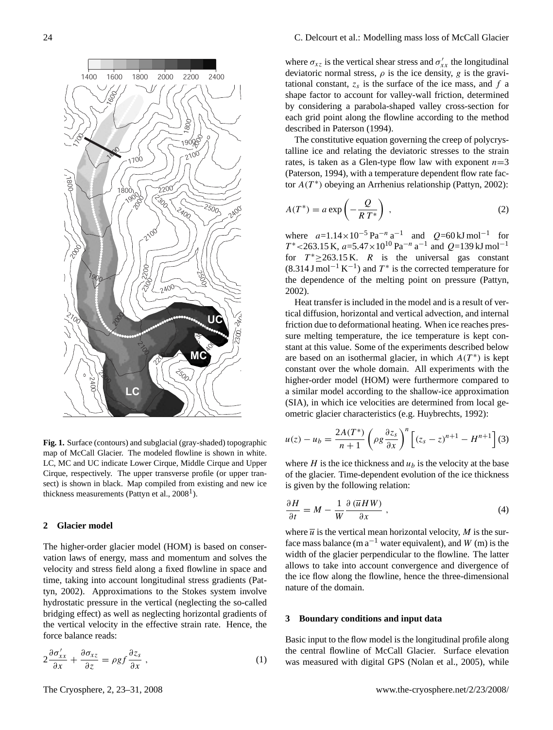**Fig. 1.** Surface (contours) and subglacial (gray-shaded) topographic map of McCall Glacier. The modeled flowline is shown in white. LC, MC and UC indicate Lower Cirque, Middle Cirque and Upper Cirque, respectively. The upper transverse profile (or upper transect) is shown in black. Map compiled from existing and new ice thickness measurements (Pattyn et al., 2008[1]).

## 2 Glacier model

The higher-order glacier model (HOM) is based on conservation laws of energy, mass and momentum and solves the velocity and stress field along a fixed flowline in space and time, taking into account longitudinal stress gradients (Pattyn, 2002). Approximations to the Stokes system involve hydrostatic pressure in the vertical (neglecting the so-called bridging effect) as well as neglecting horizontal gradients of the vertical velocity in the effective strain rate. Hence, the force balance reads:

$$2\frac{\partial \sigma'_{xx}}{\partial x} + \frac{\partial \sigma_{xz}}{\partial z} = \rho g f \frac{\partial z_s}{\partial x} , \tag{1}$$

where $\sigma_{xz}$ is the vertical shear stress and $\sigma'_{xx}$ the longitudinal deviatoric normal stress, $\rho$ is the ice density, $g$ is the gravitational constant, $z_s$ is the surface of the ice mass, and $f$ a shape factor to account for valley-wall friction, determined by considering a parabola-shaped valley cross-section for each grid point along the flowline according to the method described in Paterson (1994).

The constitutive equation governing the creep of polycrystalline ice and relating the deviatoric stresses to the strain rates, is taken as a Glen-type flow law with exponent $n$=3 (Paterson, 1994), with a temperature dependent flow rate factor $A(T^*)$ obeying an Arrhenius relationship (Pattyn, 2002):

$$A(T^*) = a \exp\left(-\frac{Q}{R\,T^*}\right) , \tag{2}$$

where $a$=$1.14\times10^{-5}\,\mathrm{Pa}^{-n}\,\mathrm{a}^{-1}$ and $Q$=60 kJ mol$^{-1}$ for $T^*$<263.15 K, $a$=$5.47\times10^{10}\,\mathrm{Pa}^{-n}\,\mathrm{a}^{-1}$ and $Q$=139 kJ mol$^{-1}$ for $T^*\geq$263.15 K. $R$ is the universal gas constant (8.314 J mol$^{-1}$ K$^{-1}$) and $T^*$ is the corrected temperature for the dependence of the melting point on pressure (Pattyn, 2002).

Heat transfer is included in the model and is a result of vertical diffusion, horizontal and vertical advection, and internal friction due to deformational heating. When ice reaches pressure melting temperature, the ice temperature is kept constant at this value. Some of the experiments described below are based on an isothermal glacier, in which $A(T^*)$ is kept constant over the whole domain. All experiments with the higher-order model (HOM) were furthermore compared to a similar model according to the shallow-ice approximation (SIA), in which ice velocities are determined from local geometric glacier characteristics (e.g. Huybrechts, 1992):

$$u(z) - u_b = \frac{2A(T^*)}{n+1}\left(\rho g \frac{\partial z_s}{\partial x}\right)^n \left[(z_s - z)^{n+1} - H^{n+1}\right] \tag{3}$$

where $H$ is the ice thickness and $u_b$ is the velocity at the base of the glacier. Time-dependent evolution of the ice thickness is given by the following relation:

$$\frac{\partial H}{\partial t} = M - \frac{1}{W}\frac{\partial\left(\overline{u}HW\right)}{\partial x} , \tag{4}$$

where $\overline{u}$ is the vertical mean horizontal velocity, $M$ is the surface mass balance (m a$^{-1}$ water equivalent), and $W$ (m) is the width of the glacier perpendicular to the flowline. The latter allows to take into account convergence and divergence of the ice flow along the flowline, hence the three-dimensional nature of the domain.

## 3 Boundary conditions and input data

Basic input to the flow model is the longitudinal profile along the central flowline of McCall Glacier. Surface elevation was measured with digital GPS (Nolan et al., 2005), while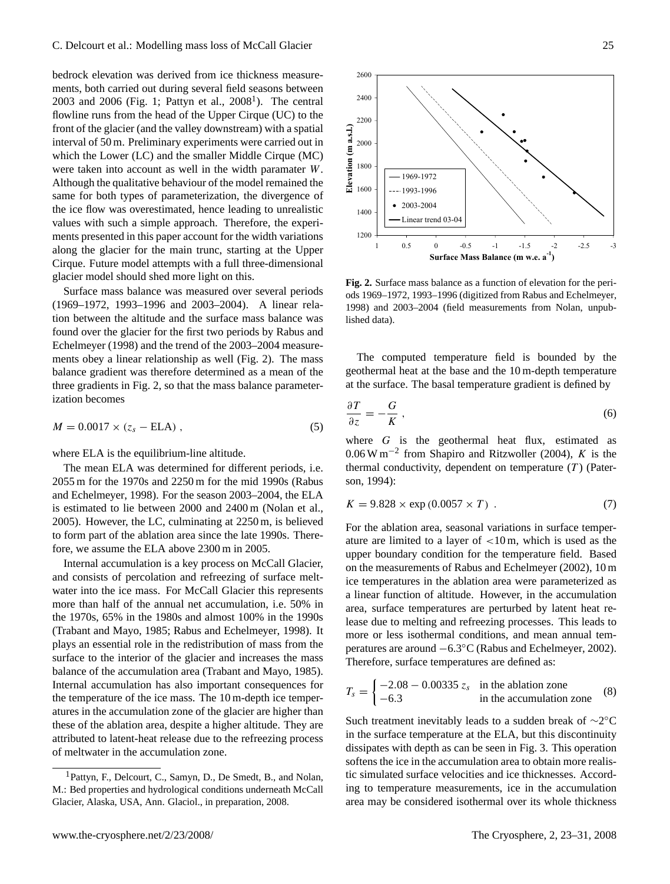bedrock elevation was derived from ice thickness measurements, both carried out during several field seasons between 2003 and 2006 (Fig. 1; Pattyn et al., 2008[1]). The central flowline runs from the head of the Upper Cirque (UC) to the front of the glacier (and the valley downstream) with a spatial interval of 50 m. Preliminary experiments were carried out in which the Lower (LC) and the smaller Middle Cirque (MC) were taken into account as well in the width paramater $W$. Although the qualitative behaviour of the model remained the same for both types of parameterization, the divergence of the ice flow was overestimated, hence leading to unrealistic values with such a simple approach. Therefore, the experiments presented in this paper account for the width variations along the glacier for the main trunc, starting at the Upper Cirque. Future model attempts with a full three-dimensional glacier model should shed more light on this.

Surface mass balance was measured over several periods (1969–1972, 1993–1996 and 2003–2004). A linear relation between the altitude and the surface mass balance was found over the glacier for the first two periods by Rabus and Echelmeyer (1998) and the trend of the 2003–2004 measurements obey a linear relationship as well (Fig. 2). The mass balance gradient was therefore determined as a mean of the three gradients in Fig. 2, so that the mass balance parameterization becomes

$$M = 0.0017 \times (z_s - \mathrm{ELA}) , \tag{5}$$

where ELA is the equilibrium-line altitude.

The mean ELA was determined for different periods, i.e. 2055 m for the 1970s and 2250 m for the mid 1990s (Rabus and Echelmeyer, 1998). For the season 2003–2004, the ELA is estimated to lie between 2000 and 2400 m (Nolan et al., 2005). However, the LC, culminating at 2250 m, is believed to form part of the ablation area since the late 1990s. Therefore, we assume the ELA above 2300 m in 2005.

Internal accumulation is a key process on McCall Glacier, and consists of percolation and refreezing of surface meltwater into the ice mass. For McCall Glacier this represents more than half of the annual net accumulation, i.e. 50% in the 1970s, 65% in the 1980s and almost 100% in the 1990s (Trabant and Mayo, 1985; Rabus and Echelmeyer, 1998). It plays an essential role in the redistribution of mass from the surface to the interior of the glacier and increases the mass balance of the accumulation area (Trabant and Mayo, 1985). Internal accumulation has also important consequences for the temperature of the ice mass. The 10 m-depth ice temperatures in the accumulation zone of the glacier are higher than these of the ablation area, despite a higher altitude. They are attributed to latent-heat release due to the refreezing process of meltwater in the accumulation zone.

[1] Pattyn, F., Delcourt, C., Samyn, D., De Smedt, B., and Nolan, M.: Bed properties and hydrological conditions underneath McCall Glacier, Alaska, USA, Ann. Glaciol., in preparation, 2008.

**Fig. 2.** Surface mass balance as a function of elevation for the periods 1969–1972, 1993–1996 (digitized from Rabus and Echelmeyer, 1998) and 2003–2004 (field measurements from Nolan, unpublished data).

The computed temperature field is bounded by the geothermal heat at the base and the 10 m-depth temperature at the surface. The basal temperature gradient is defined by

$$\frac{\partial T}{\partial z} = -\frac{G}{K} , \tag{6}$$

where $G$ is the geothermal heat flux, estimated as $0.06\,\mathrm{W\,m^{-2}}$ from Shapiro and Ritzwoller (2004), $K$ is the thermal conductivity, dependent on temperature ($T$) (Paterson, 1994):

$$K = 9.828 \times \exp(0.0057 \times T) . \tag{7}$$

For the ablation area, seasonal variations in surface temperature are limited to a layer of $<$10 m, which is used as the upper boundary condition for the temperature field. Based on the measurements of Rabus and Echelmeyer (2002), 10 m ice temperatures in the ablation area were parameterized as a linear function of altitude. However, in the accumulation area, surface temperatures are perturbed by latent heat release due to melting and refreezing processes. This leads to more or less isothermal conditions, and mean annual temperatures are around $-6.3^{\circ}$C (Rabus and Echelmeyer, 2002). Therefore, surface temperatures are defined as:

$$T_s = \begin{cases} -2.08 - 0.00335\, z_s & \text{in the ablation zone} \\ -6.3 & \text{in the accumulation zone} \end{cases} \tag{8}$$

Such treatment inevitably leads to a sudden break of $\sim 2^{\circ}$C in the surface temperature at the ELA, but this discontinuity dissipates with depth as can be seen in Fig. 3. This operation softens the ice in the accumulation area to obtain more realistic simulated surface velocities and ice thicknesses. According to temperature measurements, ice in the accumulation area may be considered isothermal over its whole thickness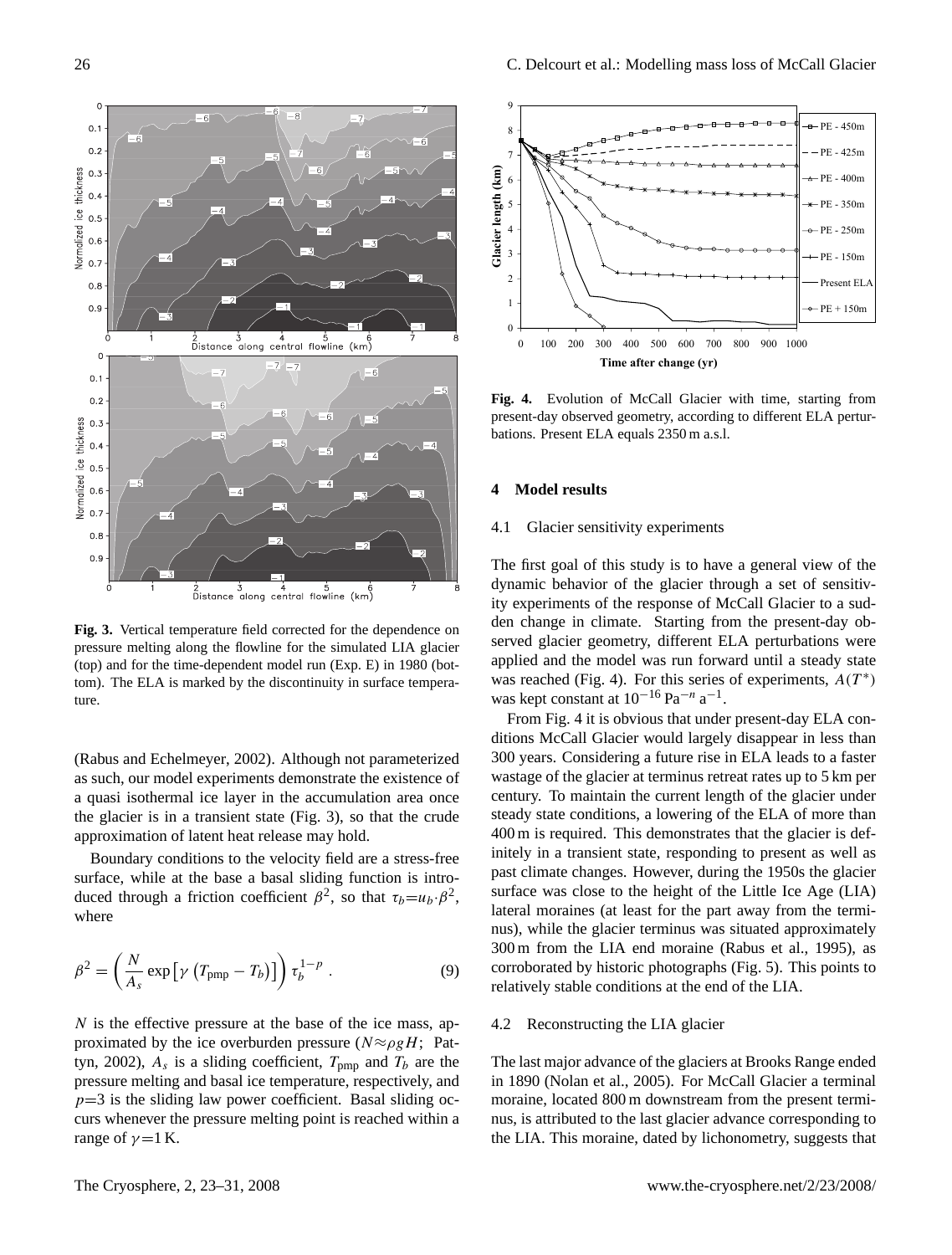**Fig. 3.** Vertical temperature field corrected for the dependence on pressure melting along the flowline for the simulated LIA glacier (top) and for the time-dependent model run (Exp. E) in 1980 (bottom). The ELA is marked by the discontinuity in surface temperature.

(Rabus and Echelmeyer, 2002). Although not parameterized as such, our model experiments demonstrate the existence of a quasi isothermal ice layer in the accumulation area once the glacier is in a transient state (Fig. 3), so that the crude approximation of latent heat release may hold.

Boundary conditions to the velocity field are a stress-free surface, while at the base a basal sliding function is introduced through a friction coefficient $\beta^2$, so that $\tau_b = u_b \cdot \beta^2$, where

$$\beta^2 = \left( \frac{N}{A_s} \exp\left[ \gamma \left( T_{\text{pmp}} - T_b \right) \right] \right) \tau_b^{1-p} . \tag{9}$$

$N$ is the effective pressure at the base of the ice mass, approximated by the ice overburden pressure ($N \approx \rho g H$; Pattyn, 2002), $A_s$ is a sliding coefficient, $T_{\text{pmp}}$ and $T_b$ are the pressure melting and basal ice temperature, respectively, and $p=3$ is the sliding law power coefficient. Basal sliding occurs whenever the pressure melting point is reached within a range of $\gamma = 1$ K.

**Fig. 4.** Evolution of McCall Glacier with time, starting from present-day observed geometry, according to different ELA perturbations. Present ELA equals 2350 m a.s.l.

## 4 Model results

### 4.1 Glacier sensitivity experiments

The first goal of this study is to have a general view of the dynamic behavior of the glacier through a set of sensitivity experiments of the response of McCall Glacier to a sudden change in climate. Starting from the present-day observed glacier geometry, different ELA perturbations were applied and the model was run forward until a steady state was reached (Fig. 4). For this series of experiments, $A(T^*)$ was kept constant at $10^{-16}$ Pa$^{-n}$ a$^{-1}$.

From Fig. 4 it is obvious that under present-day ELA conditions McCall Glacier would largely disappear in less than 300 years. Considering a future rise in ELA leads to a faster wastage of the glacier at terminus retreat rates up to 5 km per century. To maintain the current length of the glacier under steady state conditions, a lowering of the ELA of more than 400 m is required. This demonstrates that the glacier is definitely in a transient state, responding to present as well as past climate changes. However, during the 1950s the glacier surface was close to the height of the Little Ice Age (LIA) lateral moraines (at least for the part away from the terminus), while the glacier terminus was situated approximately 300 m from the LIA end moraine (Rabus et al., 1995), as corroborated by historic photographs (Fig. 5). This points to relatively stable conditions at the end of the LIA.

### 4.2 Reconstructing the LIA glacier

The last major advance of the glaciers at Brooks Range ended in 1890 (Nolan et al., 2005). For McCall Glacier a terminal moraine, located 800 m downstream from the present terminus, is attributed to the last glacier advance corresponding to the LIA. This moraine, dated by lichonometry, suggests that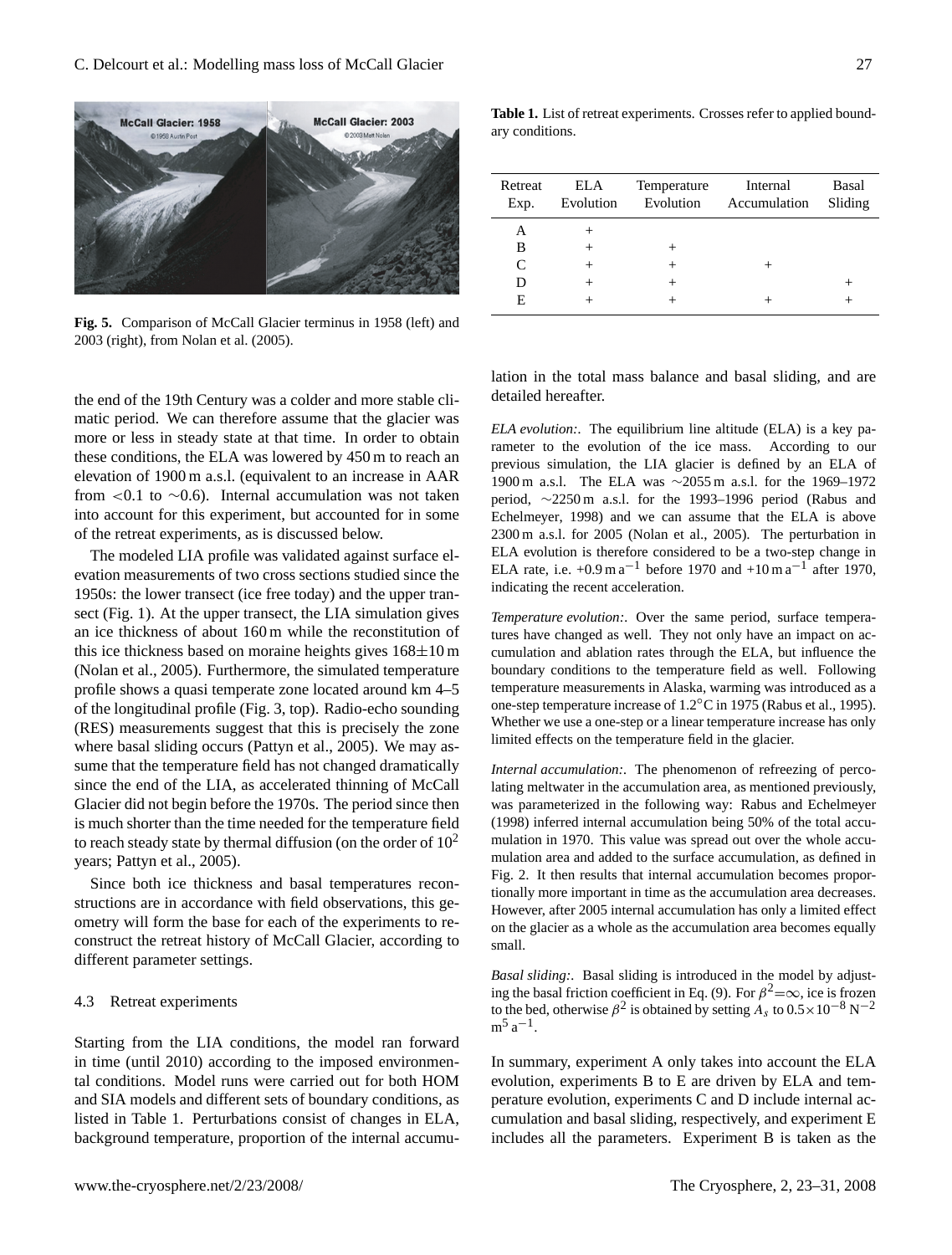Fig. 5. Comparison of McCall Glacier terminus in 1958 (left) and 2003 (right), from Nolan et al. (2005).

the end of the 19th Century was a colder and more stable climatic period. We can therefore assume that the glacier was more or less in steady state at that time. In order to obtain these conditions, the ELA was lowered by 450 m to reach an elevation of 1900 m a.s.l. (equivalent to an increase in AAR from <0.1 to ∼0.6). Internal accumulation was not taken into account for this experiment, but accounted for in some of the retreat experiments, as is discussed below.

The modeled LIA profile was validated against surface elevation measurements of two cross sections studied since the 1950s: the lower transect (ice free today) and the upper transect (Fig. 1). At the upper transect, the LIA simulation gives an ice thickness of about 160 m while the reconstitution of this ice thickness based on moraine heights gives 168±10 m (Nolan et al., 2005). Furthermore, the simulated temperature profile shows a quasi temperate zone located around km 4–5 of the longitudinal profile (Fig. 3, top). Radio-echo sounding (RES) measurements suggest that this is precisely the zone where basal sliding occurs (Pattyn et al., 2005). We may assume that the temperature field has not changed dramatically since the end of the LIA, as accelerated thinning of McCall Glacier did not begin before the 1970s. The period since then is much shorter than the time needed for the temperature field to reach steady state by thermal diffusion (on the order of $10^2$ years; Pattyn et al., 2005).

Since both ice thickness and basal temperatures reconstructions are in accordance with field observations, this geometry will form the base for each of the experiments to reconstruct the retreat history of McCall Glacier, according to different parameter settings.

### 4.3 Retreat experiments

Starting from the LIA conditions, the model ran forward in time (until 2010) according to the imposed environmental conditions. Model runs were carried out for both HOM and SIA models and different sets of boundary conditions, as listed in Table 1. Perturbations consist of changes in ELA, background temperature, proportion of the internal accumulation in the total mass balance and basal sliding, and are detailed hereafter.

**Table 1.** List of retreat experiments. Crosses refer to applied boundary conditions.

| Retreat Exp. | ELA Evolution | Temperature Evolution | Internal Accumulation | Basal Sliding |
|---|---|---|---|---|
| A | + | | | |
| B | + | + | | |
| C | + | + | + | |
| D | + | + | | + |
| E | + | + | + | + |

*ELA evolution:.* The equilibrium line altitude (ELA) is a key parameter to the evolution of the ice mass. According to our previous simulation, the LIA glacier is defined by an ELA of 1900 m a.s.l. The ELA was ∼2055 m a.s.l. for the 1969–1972 period, ∼2250 m a.s.l. for the 1993–1996 period (Rabus and Echelmeyer, 1998) and we can assume that the ELA is above 2300 m a.s.l. for 2005 (Nolan et al., 2005). The perturbation in ELA evolution is therefore considered to be a two-step change in ELA rate, i.e. +0.9 m $a^{-1}$ before 1970 and +10 m $a^{-1}$ after 1970, indicating the recent acceleration.

*Temperature evolution:.* Over the same period, surface temperatures have changed as well. They not only have an impact on accumulation and ablation rates through the ELA, but influence the boundary conditions to the temperature field as well. Following temperature measurements in Alaska, warming was introduced as a one-step temperature increase of 1.2°C in 1975 (Rabus et al., 1995). Whether we use a one-step or a linear temperature increase has only limited effects on the temperature field in the glacier.

*Internal accumulation:.* The phenomenon of refreezing of percolating meltwater in the accumulation area, as mentioned previously, was parameterized in the following way: Rabus and Echelmeyer (1998) inferred internal accumulation being 50% of the total accumulation in 1970. This value was spread out over the whole accumulation area and added to the surface accumulation, as defined in Fig. 2. It then results that internal accumulation becomes proportionally more important in time as the accumulation area decreases. However, after 2005 internal accumulation has only a limited effect on the glacier as a whole as the accumulation area becomes equally small.

*Basal sliding:.* Basal sliding is introduced in the model by adjusting the basal friction coefficient in Eq. (9). For $\beta^2=\infty$, ice is frozen to the bed, otherwise $\beta^2$ is obtained by setting $A_s$ to $0.5\times10^{-8}$ N$^{-2}$ m$^5$ a$^{-1}$.

In summary, experiment A only takes into account the ELA evolution, experiments B to E are driven by ELA and temperature evolution, experiments C and D include internal accumulation and basal sliding, respectively, and experiment E includes all the parameters. Experiment B is taken as the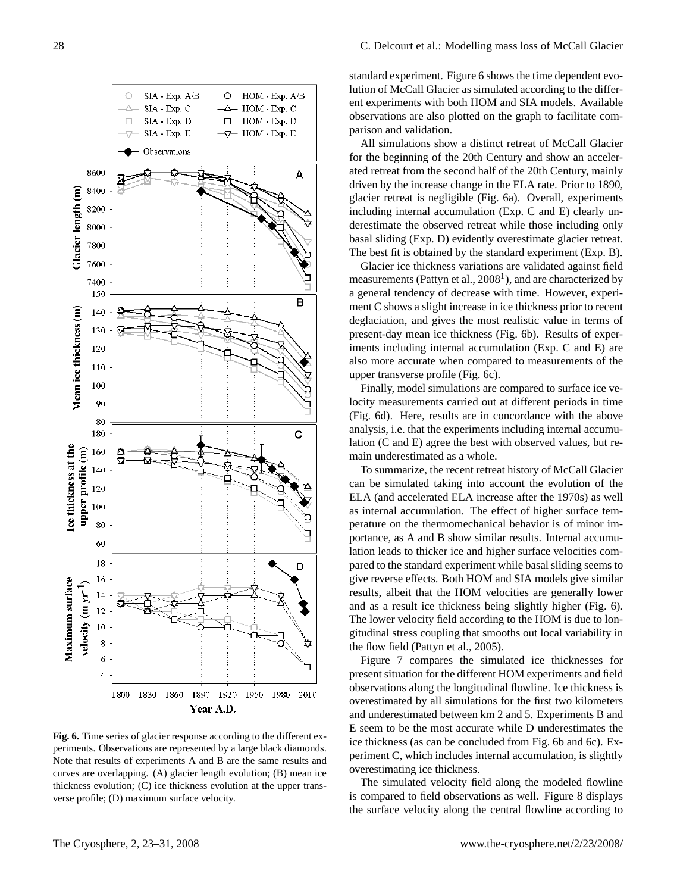**Fig. 6.** Time series of glacier response according to the different experiments. Observations are represented by a large black diamonds. Note that results of experiments A and B are the same results and curves are overlapping. (A) glacier length evolution; (B) mean ice thickness evolution; (C) ice thickness evolution at the upper transverse profile; (D) maximum surface velocity.

standard experiment. Figure 6 shows the time dependent evolution of McCall Glacier as simulated according to the different experiments with both HOM and SIA models. Available observations are also plotted on the graph to facilitate comparison and validation.

All simulations show a distinct retreat of McCall Glacier for the beginning of the 20th Century and show an accelerated retreat from the second half of the 20th Century, mainly driven by the increase change in the ELA rate. Prior to 1890, glacier retreat is negligible (Fig. 6a). Overall, experiments including internal accumulation (Exp. C and E) clearly underestimate the observed retreat while those including only basal sliding (Exp. D) evidently overestimate glacier retreat. The best fit is obtained by the standard experiment (Exp. B).

Glacier ice thickness variations are validated against field measurements (Pattyn et al., 2008[1]), and are characterized by a general tendency of decrease with time. However, experiment C shows a slight increase in ice thickness prior to recent deglaciation, and gives the most realistic value in terms of present-day mean ice thickness (Fig. 6b). Results of experiments including internal accumulation (Exp. C and E) are also more accurate when compared to measurements of the upper transverse profile (Fig. 6c).

Finally, model simulations are compared to surface ice velocity measurements carried out at different periods in time (Fig. 6d). Here, results are in concordance with the above analysis, i.e. that the experiments including internal accumulation (C and E) agree the best with observed values, but remain underestimated as a whole.

To summarize, the recent retreat history of McCall Glacier can be simulated taking into account the evolution of the ELA (and accelerated ELA increase after the 1970s) as well as internal accumulation. The effect of higher surface temperature on the thermomechanical behavior is of minor importance, as A and B show similar results. Internal accumulation leads to thicker ice and higher surface velocities compared to the standard experiment while basal sliding seems to give reverse effects. Both HOM and SIA models give similar results, albeit that the HOM velocities are generally lower and as a result ice thickness being slightly higher (Fig. 6). The lower velocity field according to the HOM is due to longitudinal stress coupling that smooths out local variability in the flow field (Pattyn et al., 2005).

Figure 7 compares the simulated ice thicknesses for present situation for the different HOM experiments and field observations along the longitudinal flowline. Ice thickness is overestimated by all simulations for the first two kilometers and underestimated between km 2 and 5. Experiments B and E seem to be the most accurate while D underestimates the ice thickness (as can be concluded from Fig. 6b and 6c). Experiment C, which includes internal accumulation, is slightly overestimating ice thickness.

The simulated velocity field along the modeled flowline is compared to field observations as well. Figure 8 displays the surface velocity along the central flowline according to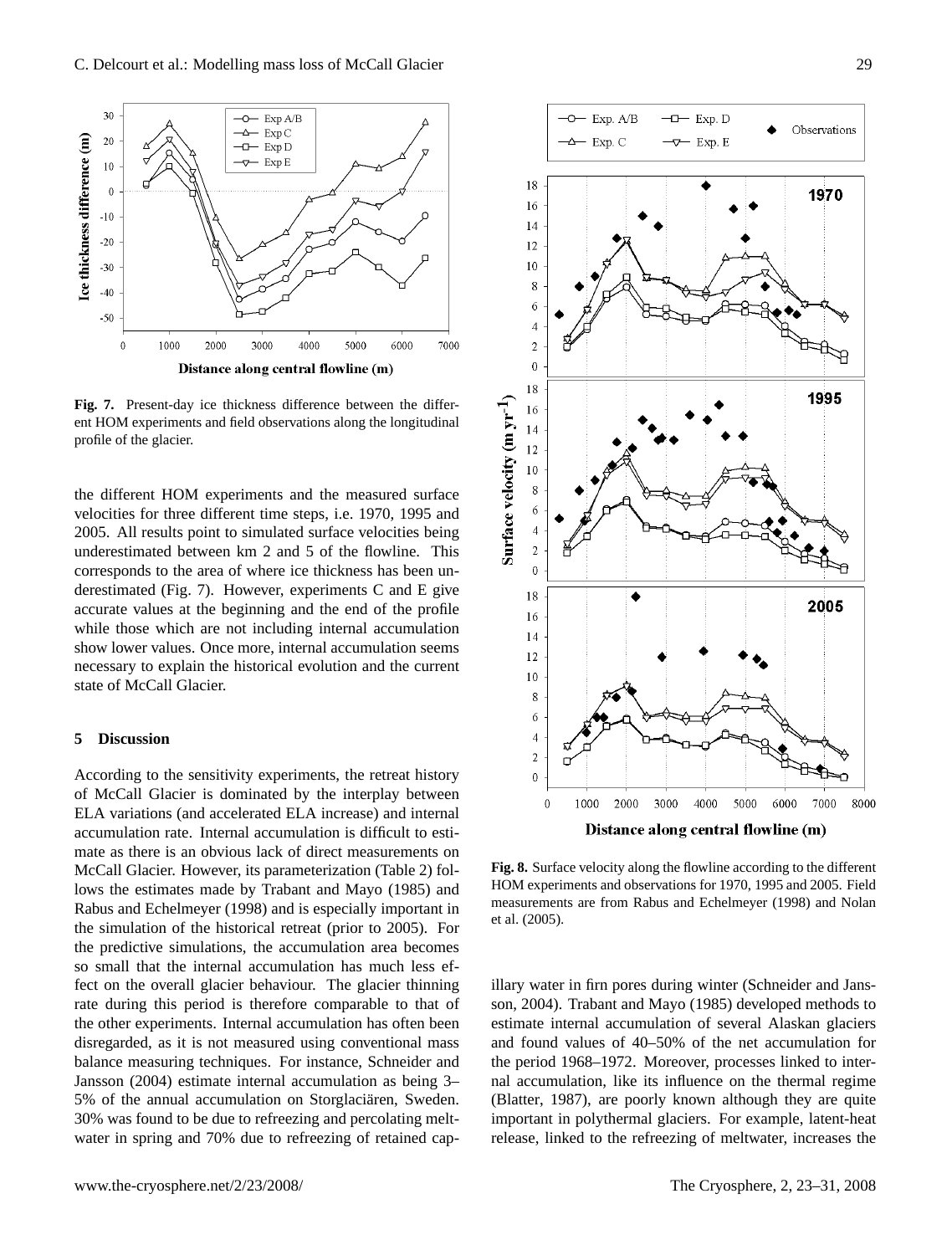**Fig. 7.** Present-day ice thickness difference between the different HOM experiments and field observations along the longitudinal profile of the glacier.

the different HOM experiments and the measured surface velocities for three different time steps, i.e. 1970, 1995 and 2005. All results point to simulated surface velocities being underestimated between km 2 and 5 of the flowline. This corresponds to the area of where ice thickness has been underestimated (Fig. 7). However, experiments C and E give accurate values at the beginning and the end of the profile while those which are not including internal accumulation show lower values. Once more, internal accumulation seems necessary to explain the historical evolution and the current state of McCall Glacier.

## 5 Discussion

According to the sensitivity experiments, the retreat history of McCall Glacier is dominated by the interplay between ELA variations (and accelerated ELA increase) and internal accumulation rate. Internal accumulation is difficult to estimate as there is an obvious lack of direct measurements on McCall Glacier. However, its parameterization (Table 2) follows the estimates made by Trabant and Mayo (1985) and Rabus and Echelmeyer (1998) and is especially important in the simulation of the historical retreat (prior to 2005). For the predictive simulations, the accumulation area becomes so small that the internal accumulation has much less effect on the overall glacier behaviour. The glacier thinning rate during this period is therefore comparable to that of the other experiments. Internal accumulation has often been disregarded, as it is not measured using conventional mass balance measuring techniques. For instance, Schneider and Jansson (2004) estimate internal accumulation as being 3–5% of the annual accumulation on Storglaciären, Sweden. 30% was found to be due to refreezing and percolating meltwater in spring and 70% due to refreezing of retained capillary water in firn pores during winter (Schneider and Jansson, 2004). Trabant and Mayo (1985) developed methods to estimate internal accumulation of several Alaskan glaciers and found values of 40–50% of the net accumulation for the period 1968–1972. Moreover, processes linked to internal accumulation, like its influence on the thermal regime (Blatter, 1987), are poorly known although they are quite important in polythermal glaciers. For example, latent-heat release, linked to the refreezing of meltwater, increases the

**Fig. 8.** Surface velocity along the flowline according to the different HOM experiments and observations for 1970, 1995 and 2005. Field measurements are from Rabus and Echelmeyer (1998) and Nolan et al. (2005).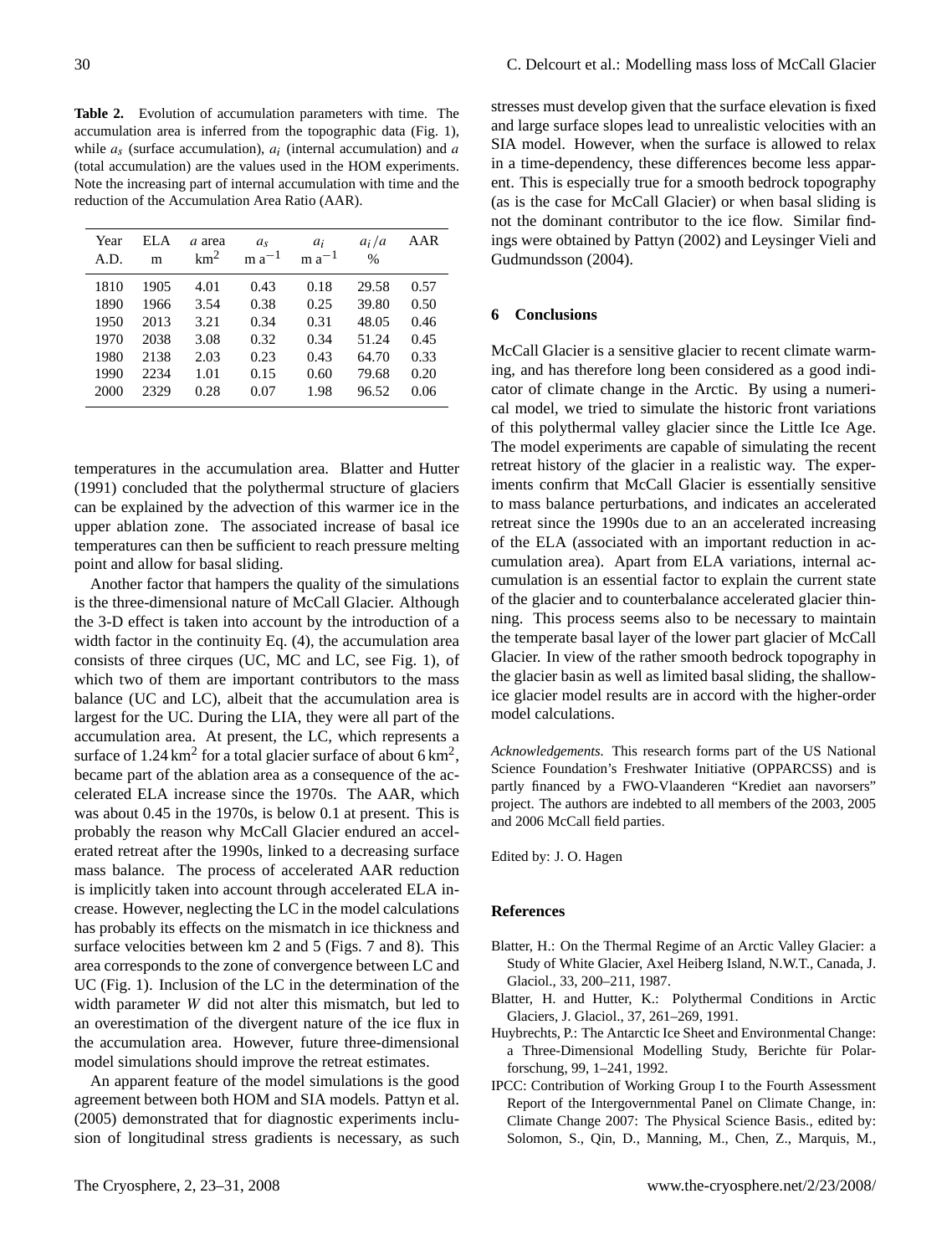**Table 2.** Evolution of accumulation parameters with time. The accumulation area is inferred from the topographic data (Fig. 1), while $a_s$ (surface accumulation), $a_i$ (internal accumulation) and $a$ (total accumulation) are the values used in the HOM experiments. Note the increasing part of internal accumulation with time and the reduction of the Accumulation Area Ratio (AAR).

| Year A.D. | ELA m | $a$ area $\text{km}^2$ | $a_s$ $\text{m a}^{-1}$ | $a_i$ $\text{m a}^{-1}$ | $a_i/a$ % | AAR |
|---|---|---|---|---|---|---|
| 1810 | 1905 | 4.01 | 0.43 | 0.18 | 29.58 | 0.57 |
| 1890 | 1966 | 3.54 | 0.38 | 0.25 | 39.80 | 0.50 |
| 1950 | 2013 | 3.21 | 0.34 | 0.31 | 48.05 | 0.46 |
| 1970 | 2038 | 3.08 | 0.32 | 0.34 | 51.24 | 0.45 |
| 1980 | 2138 | 2.03 | 0.23 | 0.43 | 64.70 | 0.33 |
| 1990 | 2234 | 1.01 | 0.15 | 0.60 | 79.68 | 0.20 |
| 2000 | 2329 | 0.28 | 0.07 | 1.98 | 96.52 | 0.06 |

temperatures in the accumulation area. Blatter and Hutter (1991) concluded that the polythermal structure of glaciers can be explained by the advection of this warmer ice in the upper ablation zone. The associated increase of basal ice temperatures can then be sufficient to reach pressure melting point and allow for basal sliding.

Another factor that hampers the quality of the simulations is the three-dimensional nature of McCall Glacier. Although the 3-D effect is taken into account by the introduction of a width factor in the continuity Eq. (4), the accumulation area consists of three cirques (UC, MC and LC, see Fig. 1), of which two of them are important contributors to the mass balance (UC and LC), albeit that the accumulation area is largest for the UC. During the LIA, they were all part of the accumulation area. At present, the LC, which represents a surface of 1.24 $\text{km}^2$ for a total glacier surface of about 6 $\text{km}^2$, became part of the ablation area as a consequence of the accelerated ELA increase since the 1970s. The AAR, which was about 0.45 in the 1970s, is below 0.1 at present. This is probably the reason why McCall Glacier endured an accelerated retreat after the 1990s, linked to a decreasing surface mass balance. The process of accelerated AAR reduction is implicitly taken into account through accelerated ELA increase. However, neglecting the LC in the model calculations has probably its effects on the mismatch in ice thickness and surface velocities between km 2 and 5 (Figs. 7 and 8). This area corresponds to the zone of convergence between LC and UC (Fig. 1). Inclusion of the LC in the determination of the width parameter $W$ did not alter this mismatch, but led to an overestimation of the divergent nature of the ice flux in the accumulation area. However, future three-dimensional model simulations should improve the retreat estimates.

An apparent feature of the model simulations is the good agreement between both HOM and SIA models. Pattyn et al. (2005) demonstrated that for diagnostic experiments inclusion of longitudinal stress gradients is necessary, as such stresses must develop given that the surface elevation is fixed and large surface slopes lead to unrealistic velocities with an SIA model. However, when the surface is allowed to relax in a time-dependency, these differences become less apparent. This is especially true for a smooth bedrock topography (as is the case for McCall Glacier) or when basal sliding is not the dominant contributor to the ice flow. Similar findings were obtained by Pattyn (2002) and Leysinger Vieli and Gudmundsson (2004).

## 6 Conclusions

McCall Glacier is a sensitive glacier to recent climate warming, and has therefore long been considered as a good indicator of climate change in the Arctic. By using a numerical model, we tried to simulate the historic front variations of this polythermal valley glacier since the Little Ice Age. The model experiments are capable of simulating the recent retreat history of the glacier in a realistic way. The experiments confirm that McCall Glacier is essentially sensitive to mass balance perturbations, and indicates an accelerated retreat since the 1990s due to an an accelerated increasing of the ELA (associated with an important reduction in accumulation area). Apart from ELA variations, internal accumulation is an essential factor to explain the current state of the glacier and to counterbalance accelerated glacier thinning. This process seems also to be necessary to maintain the temperate basal layer of the lower part glacier of McCall Glacier. In view of the rather smooth bedrock topography in the glacier basin as well as limited basal sliding, the shallow-ice glacier model results are in accord with the higher-order model calculations.

*Acknowledgements.* This research forms part of the US National Science Foundation's Freshwater Initiative (OPPARCSS) and is partly financed by a FWO-Vlaanderen "Krediet aan navorsers" project. The authors are indebted to all members of the 2003, 2005 and 2006 McCall field parties.

Edited by: J. O. Hagen

## References

Blatter, H.: On the Thermal Regime of an Arctic Valley Glacier: a Study of White Glacier, Axel Heiberg Island, N.W.T., Canada, J. Glaciol., 33, 200–211, 1987.

Blatter, H. and Hutter, K.: Polythermal Conditions in Arctic Glaciers, J. Glaciol., 37, 261–269, 1991.

Huybrechts, P.: The Antarctic Ice Sheet and Environmental Change: a Three-Dimensional Modelling Study, Berichte für Polarforschung, 99, 1–241, 1992.

IPCC: Contribution of Working Group I to the Fourth Assessment Report of the Intergovernmental Panel on Climate Change, in: Climate Change 2007: The Physical Science Basis., edited by: Solomon, S., Qin, D., Manning, M., Chen, Z., Marquis, M.,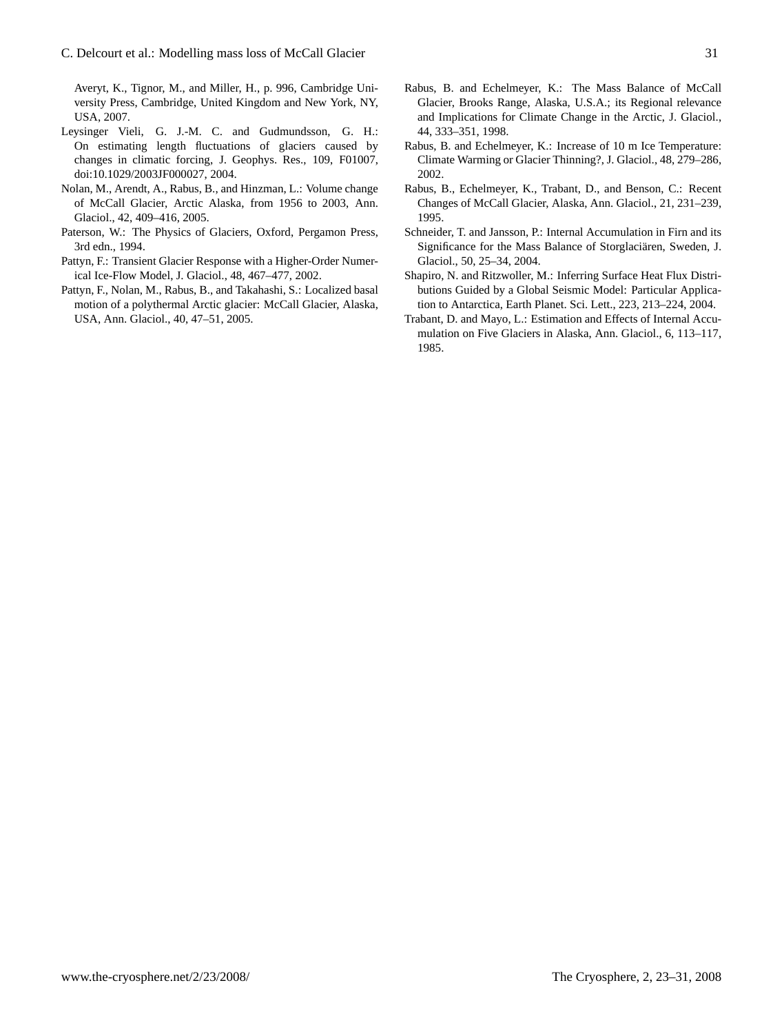Averyt, K., Tignor, M., and Miller, H., p. 996, Cambridge University Press, Cambridge, United Kingdom and New York, NY, USA, 2007.

Leysinger Vieli, G. J.-M. C. and Gudmundsson, G. H.: On estimating length fluctuations of glaciers caused by changes in climatic forcing, J. Geophys. Res., 109, F01007, doi:10.1029/2003JF000027, 2004.

Nolan, M., Arendt, A., Rabus, B., and Hinzman, L.: Volume change of McCall Glacier, Arctic Alaska, from 1956 to 2003, Ann. Glaciol., 42, 409–416, 2005.

Paterson, W.: The Physics of Glaciers, Oxford, Pergamon Press, 3rd edn., 1994.

Pattyn, F.: Transient Glacier Response with a Higher-Order Numerical Ice-Flow Model, J. Glaciol., 48, 467–477, 2002.

Pattyn, F., Nolan, M., Rabus, B., and Takahashi, S.: Localized basal motion of a polythermal Arctic glacier: McCall Glacier, Alaska, USA, Ann. Glaciol., 40, 47–51, 2005.

Rabus, B. and Echelmeyer, K.: The Mass Balance of McCall Glacier, Brooks Range, Alaska, U.S.A.; its Regional relevance and Implications for Climate Change in the Arctic, J. Glaciol., 44, 333–351, 1998.

Rabus, B. and Echelmeyer, K.: Increase of 10 m Ice Temperature: Climate Warming or Glacier Thinning?, J. Glaciol., 48, 279–286, 2002.

Rabus, B., Echelmeyer, K., Trabant, D., and Benson, C.: Recent Changes of McCall Glacier, Alaska, Ann. Glaciol., 21, 231–239, 1995.

Schneider, T. and Jansson, P.: Internal Accumulation in Firn and its Significance for the Mass Balance of Storglaciären, Sweden, J. Glaciol., 50, 25–34, 2004.

Shapiro, N. and Ritzwoller, M.: Inferring Surface Heat Flux Distributions Guided by a Global Seismic Model: Particular Application to Antarctica, Earth Planet. Sci. Lett., 223, 213–224, 2004.

Trabant, D. and Mayo, L.: Estimation and Effects of Internal Accumulation on Five Glaciers in Alaska, Ann. Glaciol., 6, 113–117, 1985.